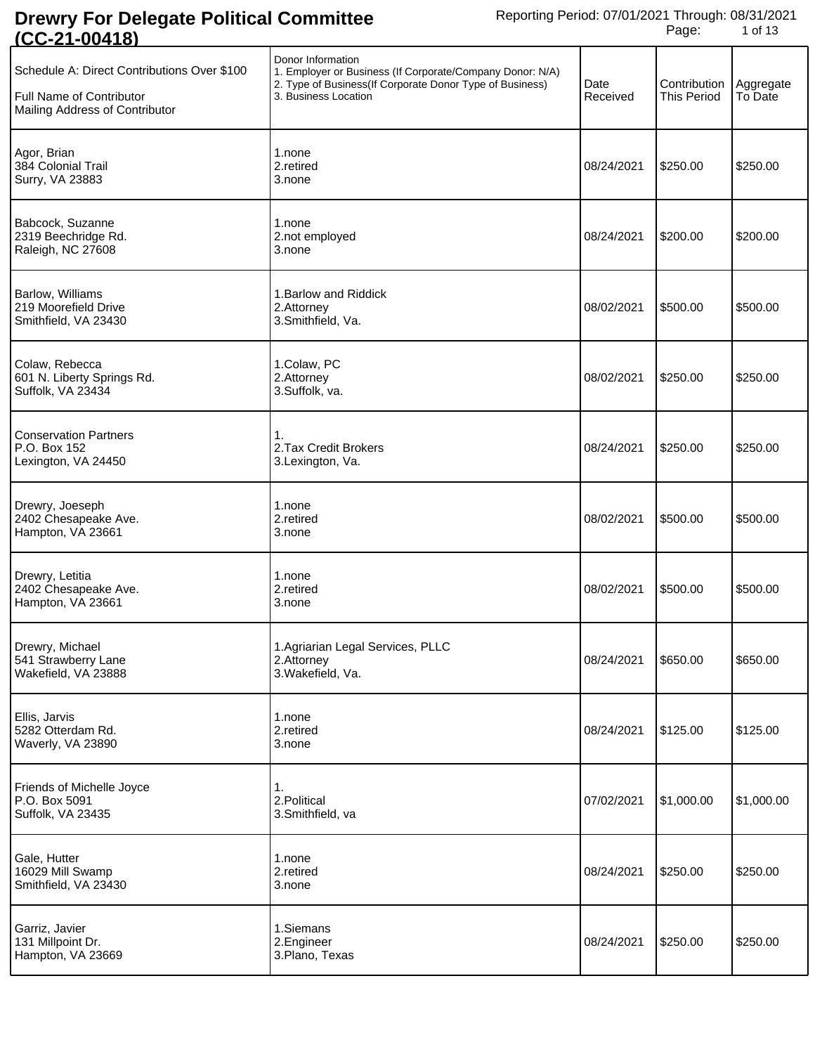# Drewry For Delegate Political Committee (CC-21-00418)

Reporting Period: 07/01/2021 Through: 08/31/2021

| Schedule A: Direct Contributions Over $100<br>Full Name of Contributor<br>Mailing Address of Contributor | Donor Information<br>1. Employer or Business (If Corporate/Company Donor: N/A)<br>2. Type of Business(If Corporate Donor Type of Business)<br>3. Business Location | Date Received | Contribution This Period | Aggregate To Date |
|---|---|---|---|---|
| Agor, Brian<br>384 Colonial Trail<br>Surry, VA 23883 | 1.none<br>2.retired<br>3.none | 08/24/2021 | $250.00 | $250.00 |
| Babcock, Suzanne<br>2319 Beechridge Rd.<br>Raleigh, NC 27608 | 1.none<br>2.not employed<br>3.none | 08/24/2021 | $200.00 | $200.00 |
| Barlow, Williams<br>219 Moorefield Drive<br>Smithfield, VA 23430 | 1.Barlow and Riddick<br>2.Attorney<br>3.Smithfield, Va. | 08/02/2021 | $500.00 | $500.00 |
| Colaw, Rebecca<br>601 N. Liberty Springs Rd.<br>Suffolk, VA 23434 | 1.Colaw, PC<br>2.Attorney<br>3.Suffolk, va. | 08/02/2021 | $250.00 | $250.00 |
| Conservation Partners<br>P.O. Box 152<br>Lexington, VA 24450 | 1.<br>2.Tax Credit Brokers<br>3.Lexington, Va. | 08/24/2021 | $250.00 | $250.00 |
| Drewry, Joeseph<br>2402 Chesapeake Ave.<br>Hampton, VA 23661 | 1.none<br>2.retired<br>3.none | 08/02/2021 | $500.00 | $500.00 |
| Drewry, Letitia<br>2402 Chesapeake Ave.<br>Hampton, VA 23661 | 1.none<br>2.retired<br>3.none | 08/02/2021 | $500.00 | $500.00 |
| Drewry, Michael<br>541 Strawberry Lane<br>Wakefield, VA 23888 | 1.Agriarian Legal Services, PLLC<br>2.Attorney<br>3.Wakefield, Va. | 08/24/2021 | $650.00 | $650.00 |
| Ellis, Jarvis<br>5282 Otterdam Rd.<br>Waverly, VA 23890 | 1.none<br>2.retired<br>3.none | 08/24/2021 | $125.00 | $125.00 |
| Friends of Michelle Joyce<br>P.O. Box 5091<br>Suffolk, VA 23435 | 1.<br>2.Political<br>3.Smithfield, va | 07/02/2021 | $1,000.00 | $1,000.00 |
| Gale, Hutter<br>16029 Mill Swamp<br>Smithfield, VA 23430 | 1.none<br>2.retired<br>3.none | 08/24/2021 | $250.00 | $250.00 |
| Garriz, Javier<br>131 Millpoint Dr.<br>Hampton, VA 23669 | 1.Siemans<br>2.Engineer<br>3.Plano, Texas | 08/24/2021 | $250.00 | $250.00 |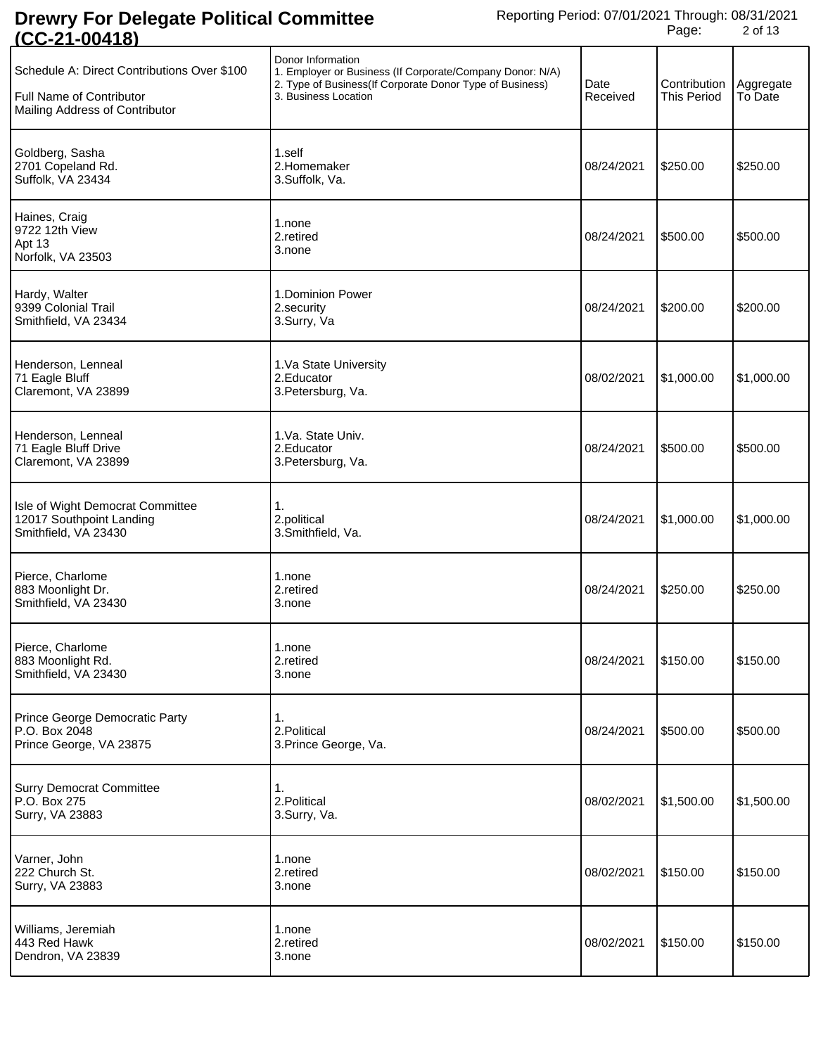# Drewry For Delegate Political Committee (CC-21-00418)

Reporting Period: 07/01/2021 Through: 08/31/2021

| Schedule A: Direct Contributions Over $100<br>Full Name of Contributor<br>Mailing Address of Contributor | Donor Information<br>1. Employer or Business (If Corporate/Company Donor: N/A)<br>2. Type of Business(If Corporate Donor Type of Business)<br>3. Business Location | Date Received | Contribution This Period | Aggregate To Date |
|---|---|---|---|---|
| Goldberg, Sasha<br>2701 Copeland Rd.<br>Suffolk, VA 23434 | 1.self<br>2.Homemaker<br>3.Suffolk, Va. | 08/24/2021 | $250.00 | $250.00 |
| Haines, Craig<br>9722 12th View<br>Apt 13<br>Norfolk, VA 23503 | 1.none<br>2.retired<br>3.none | 08/24/2021 | $500.00 | $500.00 |
| Hardy, Walter<br>9399 Colonial Trail<br>Smithfield, VA 23434 | 1.Dominion Power<br>2.security<br>3.Surry, Va | 08/24/2021 | $200.00 | $200.00 |
| Henderson, Lenneal<br>71 Eagle Bluff<br>Claremont, VA 23899 | 1.Va State University<br>2.Educator<br>3.Petersburg, Va. | 08/02/2021 | $1,000.00 | $1,000.00 |
| Henderson, Lenneal<br>71 Eagle Bluff Drive<br>Claremont, VA 23899 | 1.Va. State Univ.<br>2.Educator<br>3.Petersburg, Va. | 08/24/2021 | $500.00 | $500.00 |
| Isle of Wight Democrat Committee<br>12017 Southpoint Landing<br>Smithfield, VA 23430 | 1.<br>2.political<br>3.Smithfield, Va. | 08/24/2021 | $1,000.00 | $1,000.00 |
| Pierce, Charlome<br>883 Moonlight Dr.<br>Smithfield, VA 23430 | 1.none<br>2.retired<br>3.none | 08/24/2021 | $250.00 | $250.00 |
| Pierce, Charlome<br>883 Moonlight Rd.<br>Smithfield, VA 23430 | 1.none<br>2.retired<br>3.none | 08/24/2021 | $150.00 | $150.00 |
| Prince George Democratic Party<br>P.O. Box 2048<br>Prince George, VA 23875 | 1.<br>2.Political<br>3.Prince George, Va. | 08/24/2021 | $500.00 | $500.00 |
| Surry Democrat Committee<br>P.O. Box 275<br>Surry, VA 23883 | 1.<br>2.Political<br>3.Surry, Va. | 08/02/2021 | $1,500.00 | $1,500.00 |
| Varner, John<br>222 Church St.<br>Surry, VA 23883 | 1.none<br>2.retired<br>3.none | 08/02/2021 | $150.00 | $150.00 |
| Williams, Jeremiah<br>443 Red Hawk<br>Dendron, VA 23839 | 1.none<br>2.retired<br>3.none | 08/02/2021 | $150.00 | $150.00 |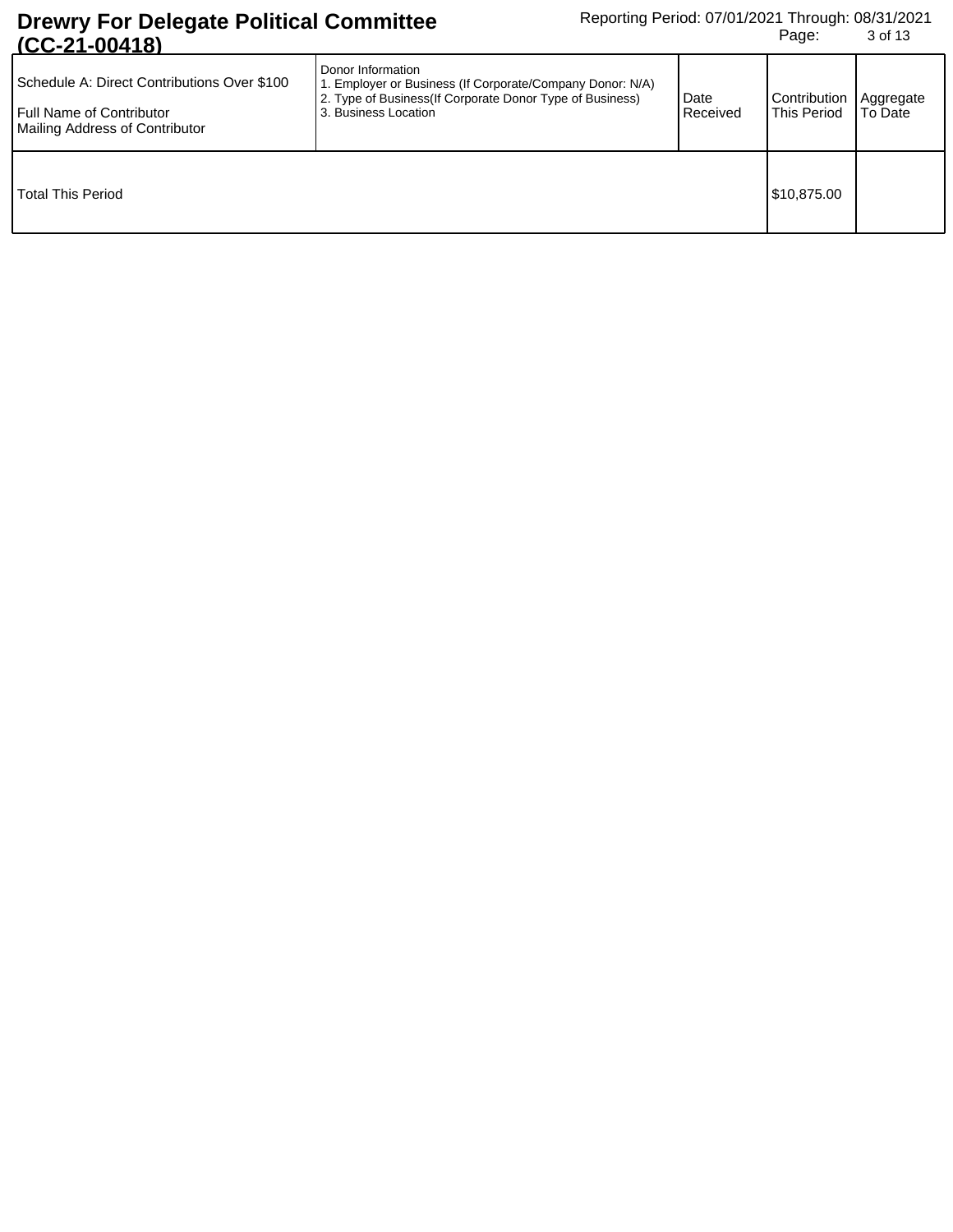| Schedule A: Direct Contributions Over $100<br><br>Full Name of Contributor<br>Mailing Address of Contributor | Donor Information<br>1. Employer or Business (If Corporate/Company Donor: N/A)<br>2. Type of Business(If Corporate Donor Type of Business)<br>3. Business Location | Date Received | Contribution This Period | Aggregate To Date |
|---|---|---|---|---|
| Total This Period | | | $10,875.00 | |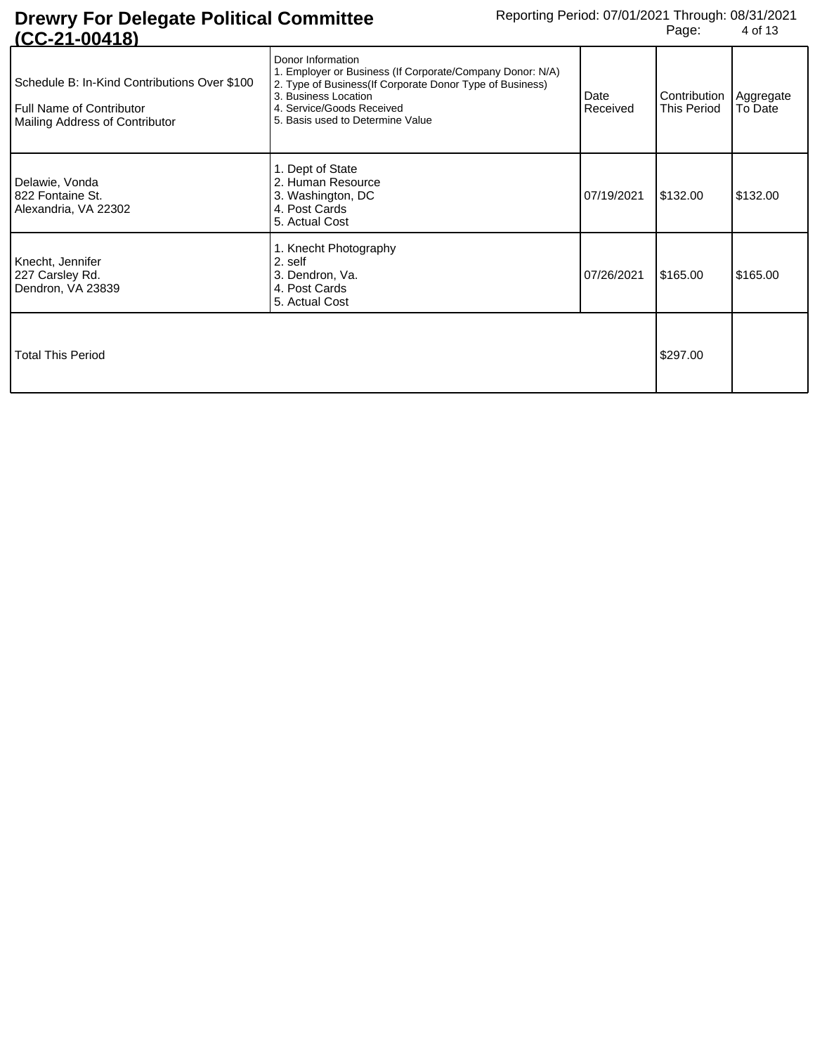# Drewry For Delegate Political Committee (CC-21-00418)

Reporting Period: 07/01/2021 Through: 08/31/2021

| Schedule B: In-Kind Contributions Over $100<br>Full Name of Contributor<br>Mailing Address of Contributor | Donor Information<br>1. Employer or Business (If Corporate/Company Donor: N/A)<br>2. Type of Business(If Corporate Donor Type of Business)<br>3. Business Location<br>4. Service/Goods Received<br>5. Basis used to Determine Value | Date Received | Contribution This Period | Aggregate To Date |
| --- | --- | --- | --- | --- |
| Delawie, Vonda<br>822 Fontaine St.<br>Alexandria, VA 22302 | 1. Dept of State<br>2. Human Resource<br>3. Washington, DC<br>4. Post Cards<br>5. Actual Cost | 07/19/2021 | $132.00 | $132.00 |
| Knecht, Jennifer<br>227 Carsley Rd.<br>Dendron, VA 23839 | 1. Knecht Photography<br>2. self<br>3. Dendron, Va.<br>4. Post Cards<br>5. Actual Cost | 07/26/2021 | $165.00 | $165.00 |
| Total This Period | | | $297.00 | |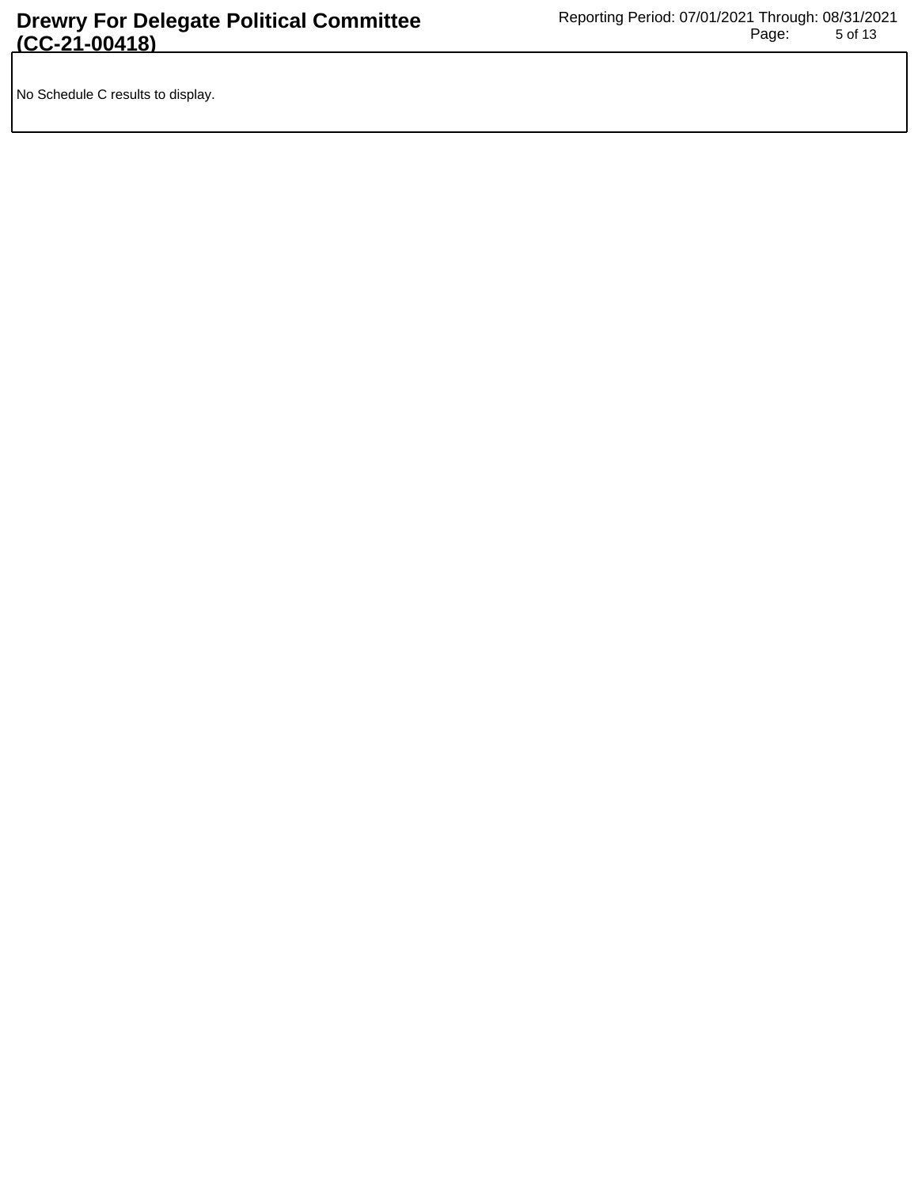No Schedule C results to display.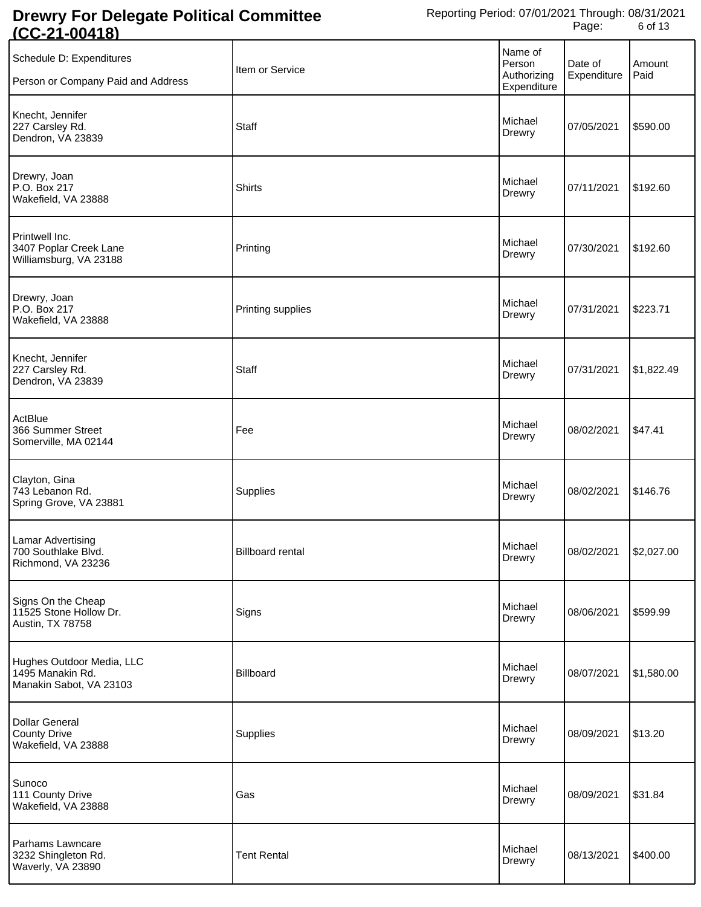# Drewry For Delegate Political Committee (CC-21-00418)

Reporting Period: 07/01/2021 Through: 08/31/2021

| Schedule D: Expenditures<br>Person or Company Paid and Address | Item or Service | Name of Person Authorizing Expenditure | Date of Expenditure | Amount Paid |
|---|---|---|---|---|
| Knecht, Jennifer<br>227 Carsley Rd.<br>Dendron, VA 23839 | Staff | Michael Drewry | 07/05/2021 | $590.00 |
| Drewry, Joan<br>P.O. Box 217<br>Wakefield, VA 23888 | Shirts | Michael Drewry | 07/11/2021 | $192.60 |
| Printwell Inc.<br>3407 Poplar Creek Lane<br>Williamsburg, VA 23188 | Printing | Michael Drewry | 07/30/2021 | $192.60 |
| Drewry, Joan<br>P.O. Box 217<br>Wakefield, VA 23888 | Printing supplies | Michael Drewry | 07/31/2021 | $223.71 |
| Knecht, Jennifer<br>227 Carsley Rd.<br>Dendron, VA 23839 | Staff | Michael Drewry | 07/31/2021 | $1,822.49 |
| ActBlue<br>366 Summer Street<br>Somerville, MA 02144 | Fee | Michael Drewry | 08/02/2021 | $47.41 |
| Clayton, Gina<br>743 Lebanon Rd.<br>Spring Grove, VA 23881 | Supplies | Michael Drewry | 08/02/2021 | $146.76 |
| Lamar Advertising<br>700 Southlake Blvd.<br>Richmond, VA 23236 | Billboard rental | Michael Drewry | 08/02/2021 | $2,027.00 |
| Signs On the Cheap<br>11525 Stone Hollow Dr.<br>Austin, TX 78758 | Signs | Michael Drewry | 08/06/2021 | $599.99 |
| Hughes Outdoor Media, LLC<br>1495 Manakin Rd.<br>Manakin Sabot, VA 23103 | Billboard | Michael Drewry | 08/07/2021 | $1,580.00 |
| Dollar General<br>County Drive<br>Wakefield, VA 23888 | Supplies | Michael Drewry | 08/09/2021 | $13.20 |
| Sunoco<br>111 County Drive<br>Wakefield, VA 23888 | Gas | Michael Drewry | 08/09/2021 | $31.84 |
| Parhams Lawncare<br>3232 Shingleton Rd.<br>Waverly, VA 23890 | Tent Rental | Michael Drewry | 08/13/2021 | $400.00 |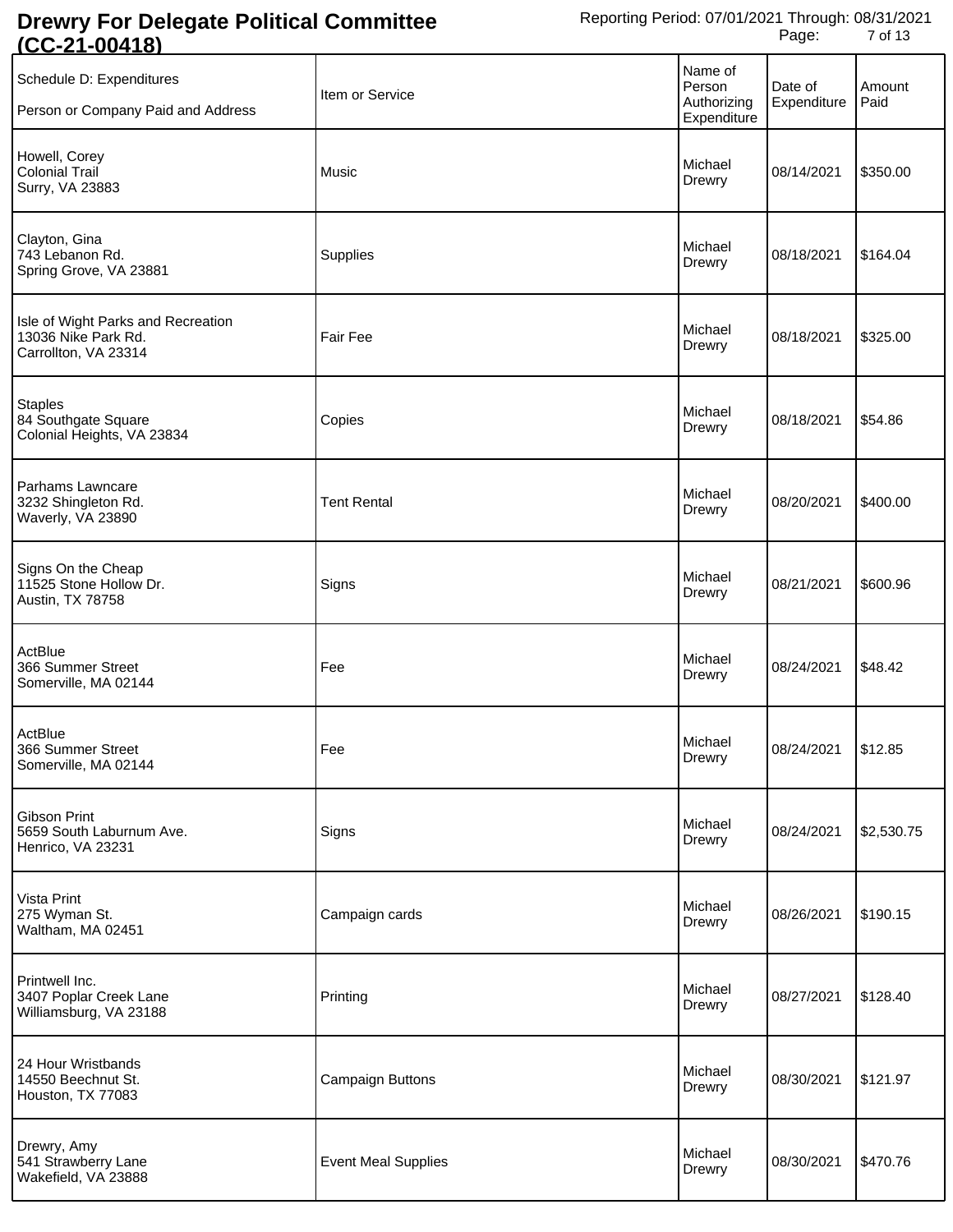# Drewry For Delegate Political Committee (CC-21-00418)

Reporting Period: 07/01/2021 Through: 08/31/2021

| Schedule D: Expenditures<br>Person or Company Paid and Address | Item or Service | Name of Person Authorizing Expenditure | Date of Expenditure | Amount Paid |
|---|---|---|---|---|
| Howell, Corey<br>Colonial Trail<br>Surry, VA 23883 | Music | Michael Drewry | 08/14/2021 | $350.00 |
| Clayton, Gina<br>743 Lebanon Rd.<br>Spring Grove, VA 23881 | Supplies | Michael Drewry | 08/18/2021 | $164.04 |
| Isle of Wight Parks and Recreation<br>13036 Nike Park Rd.<br>Carrollton, VA 23314 | Fair Fee | Michael Drewry | 08/18/2021 | $325.00 |
| Staples<br>84 Southgate Square<br>Colonial Heights, VA 23834 | Copies | Michael Drewry | 08/18/2021 | $54.86 |
| Parhams Lawncare<br>3232 Shingleton Rd.<br>Waverly, VA 23890 | Tent Rental | Michael Drewry | 08/20/2021 | $400.00 |
| Signs On the Cheap<br>11525 Stone Hollow Dr.<br>Austin, TX 78758 | Signs | Michael Drewry | 08/21/2021 | $600.96 |
| ActBlue<br>366 Summer Street<br>Somerville, MA 02144 | Fee | Michael Drewry | 08/24/2021 | $48.42 |
| ActBlue<br>366 Summer Street<br>Somerville, MA 02144 | Fee | Michael Drewry | 08/24/2021 | $12.85 |
| Gibson Print<br>5659 South Laburnum Ave.<br>Henrico, VA 23231 | Signs | Michael Drewry | 08/24/2021 | $2,530.75 |
| Vista Print<br>275 Wyman St.<br>Waltham, MA 02451 | Campaign cards | Michael Drewry | 08/26/2021 | $190.15 |
| Printwell Inc.<br>3407 Poplar Creek Lane<br>Williamsburg, VA 23188 | Printing | Michael Drewry | 08/27/2021 | $128.40 |
| 24 Hour Wristbands<br>14550 Beechnut St.<br>Houston, TX 77083 | Campaign Buttons | Michael Drewry | 08/30/2021 | $121.97 |
| Drewry, Amy<br>541 Strawberry Lane<br>Wakefield, VA 23888 | Event Meal Supplies | Michael Drewry | 08/30/2021 | $470.76 |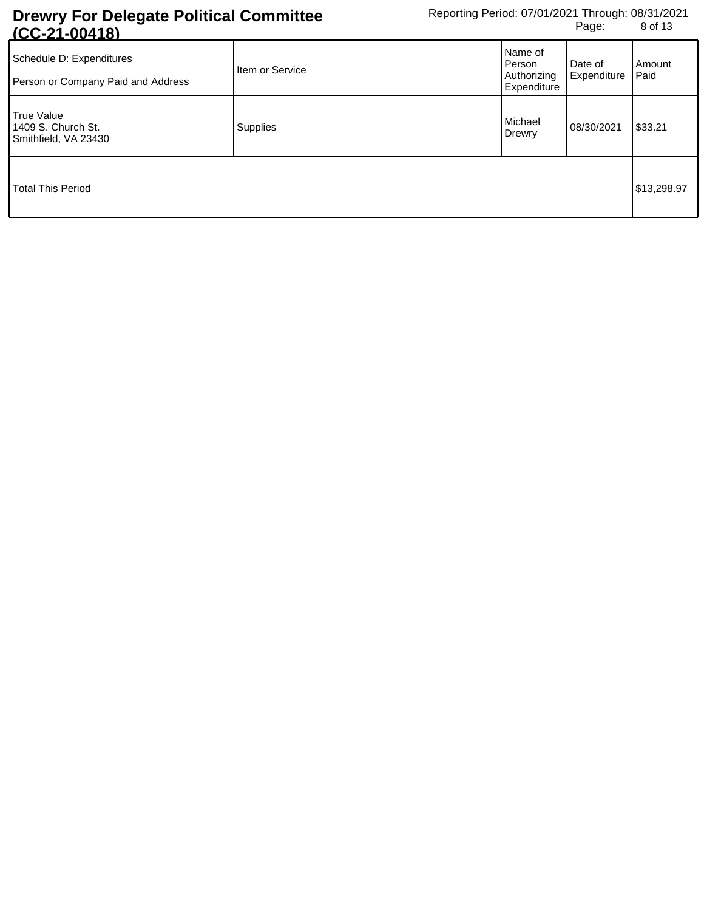# Drewry For Delegate Political Committee (CC-21-00418)

Reporting Period: 07/01/2021 Through: 08/31/2021

| Schedule D: Expenditures<br>Person or Company Paid and Address | Item or Service | Name of Person Authorizing Expenditure | Date of Expenditure | Amount Paid |
|---|---|---|---|---|
| True Value<br>1409 S. Church St.<br>Smithfield, VA 23430 | Supplies | Michael Drewry | 08/30/2021 | $33.21 |
| Total This Period | | | | $13,298.97 |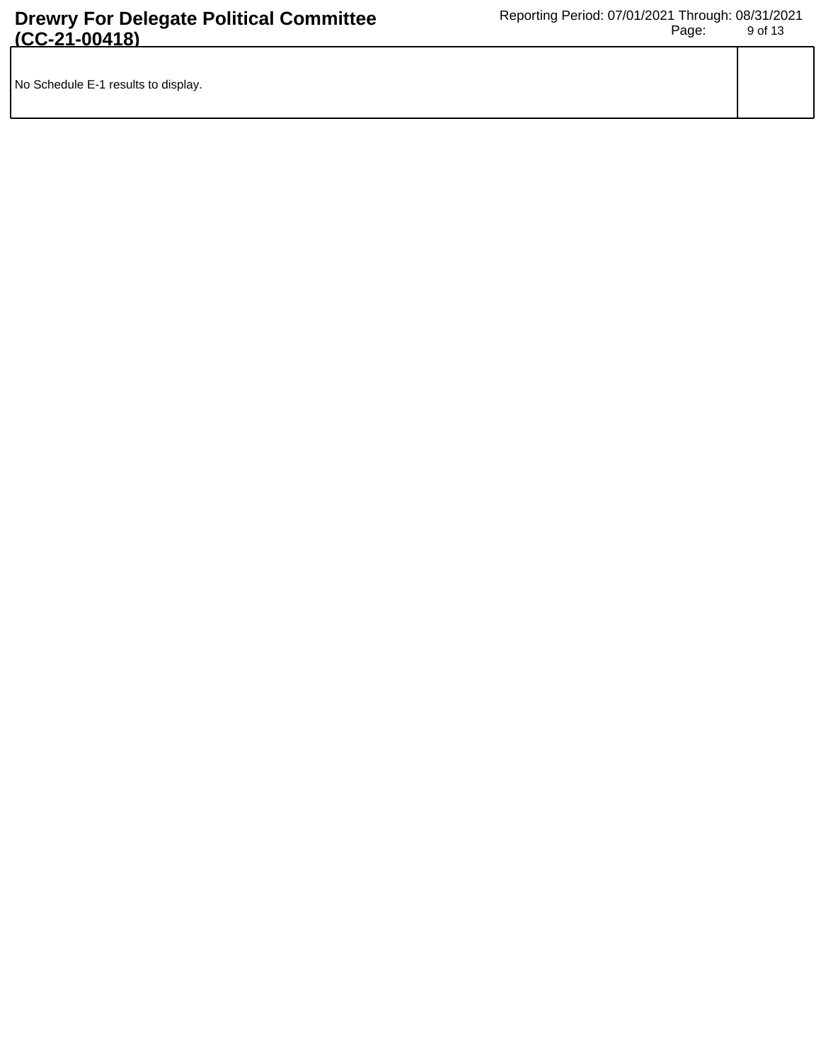| No Schedule E-1 results to display. | |
|---|---|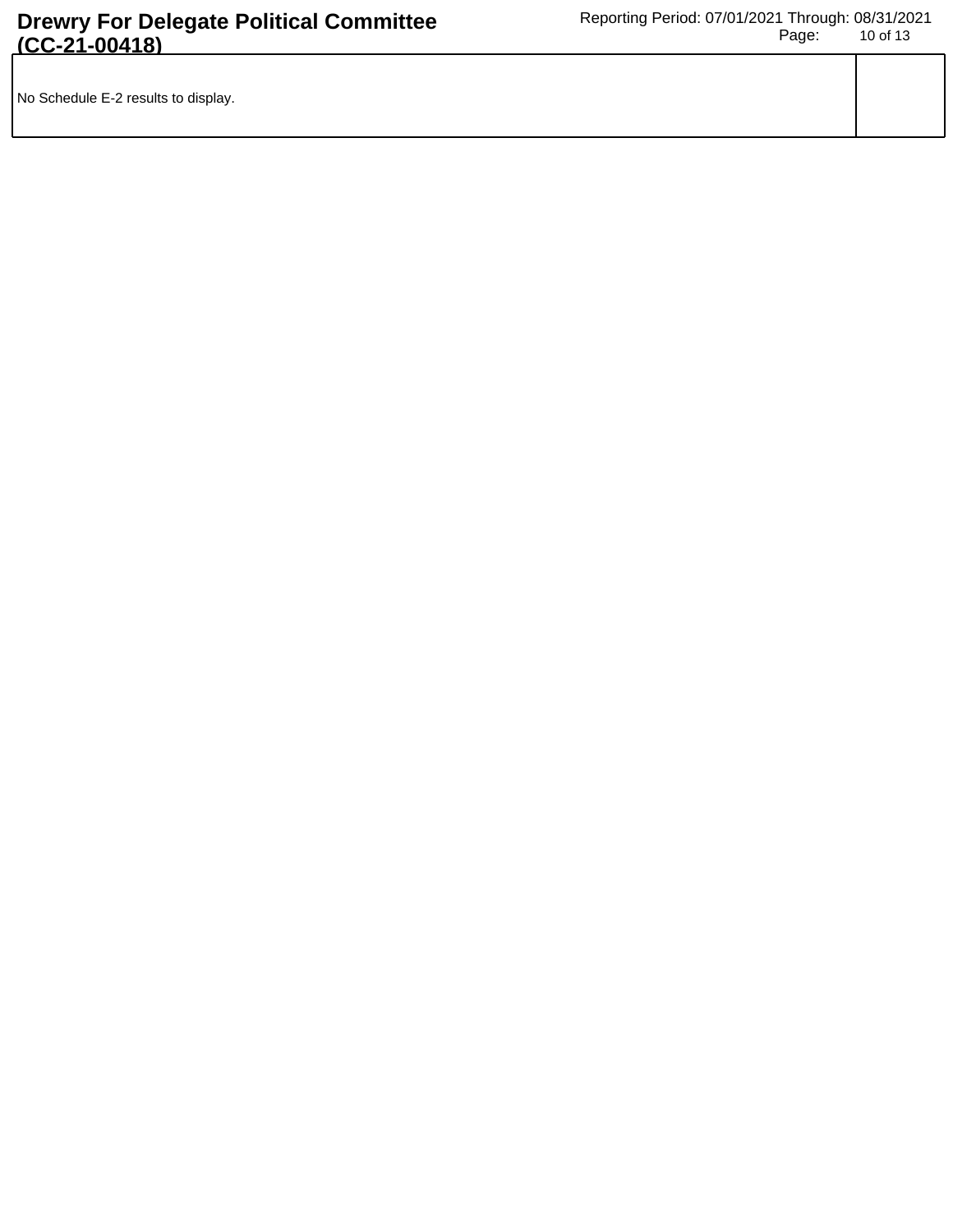| No Schedule E-2 results to display. | |
|---|---|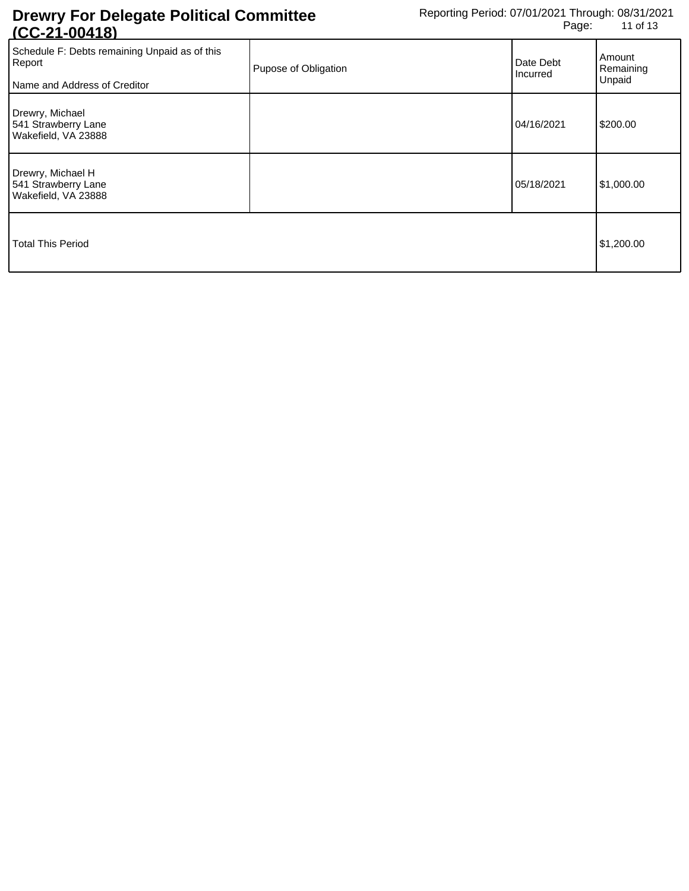# Drewry For Delegate Political Committee (CC-21-00418)

Reporting Period: 07/01/2021 Through: 08/31/2021

| Schedule F: Debts remaining Unpaid as of this Report<br><br>Name and Address of Creditor | Pupose of Obligation | Date Debt Incurred | Amount Remaining Unpaid |
|---|---|---|---|
| Drewry, Michael<br>541 Strawberry Lane<br>Wakefield, VA 23888 | | 04/16/2021 | $200.00 |
| Drewry, Michael H<br>541 Strawberry Lane<br>Wakefield, VA 23888 | | 05/18/2021 | $1,000.00 |
| Total This Period | | | $1,200.00 |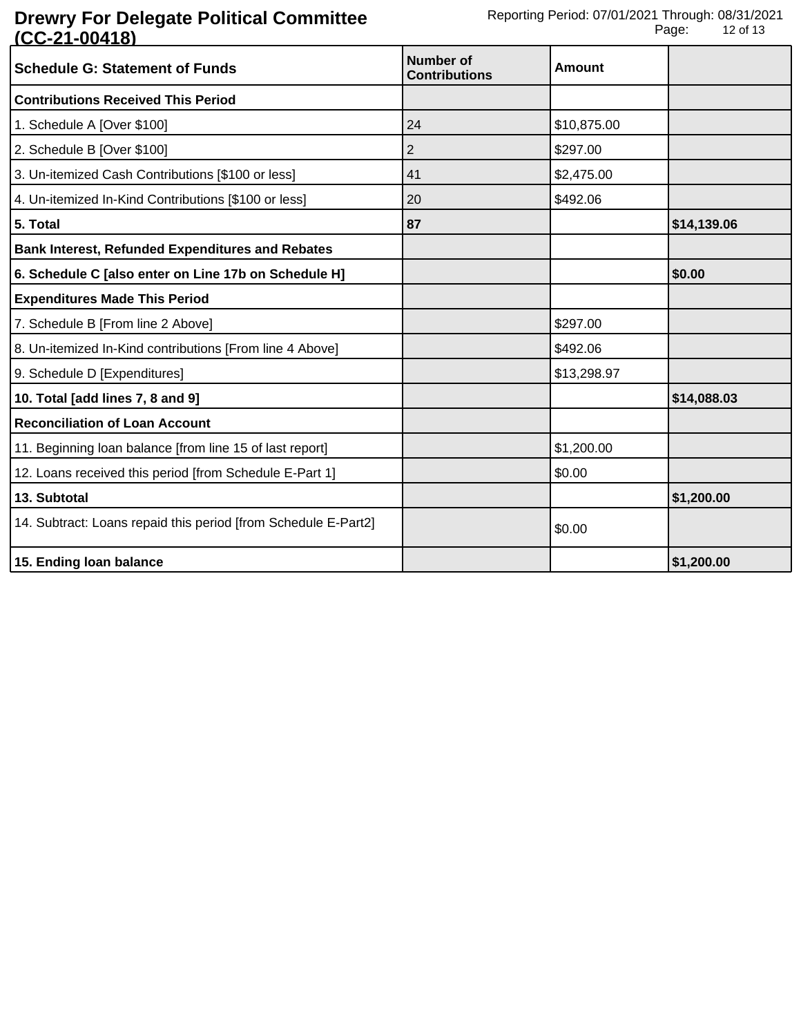## Drewry For Delegate Political Committee (CC-21-00418)

Reporting Period: 07/01/2021 Through: 08/31/2021

| Schedule G: Statement of Funds | Number of Contributions | Amount | |
|---|---|---|---|
| **Contributions Received This Period** | | | |
| 1. Schedule A [Over $100] | 24 | $10,875.00 | |
| 2. Schedule B [Over $100] | 2 | $297.00 | |
| 3. Un-itemized Cash Contributions [$100 or less] | 41 | $2,475.00 | |
| 4. Un-itemized In-Kind Contributions [$100 or less] | 20 | $492.06 | |
| **5. Total** | **87** | | **$14,139.06** |
| **Bank Interest, Refunded Expenditures and Rebates** | | | |
| **6. Schedule C [also enter on Line 17b on Schedule H]** | | | **$0.00** |
| **Expenditures Made This Period** | | | |
| 7. Schedule B [From line 2 Above] | | $297.00 | |
| 8. Un-itemized In-Kind contributions [From line 4 Above] | | $492.06 | |
| 9. Schedule D [Expenditures] | | $13,298.97 | |
| **10. Total [add lines 7, 8 and 9]** | | | **$14,088.03** |
| **Reconciliation of Loan Account** | | | |
| 11. Beginning loan balance [from line 15 of last report] | | $1,200.00 | |
| 12. Loans received this period [from Schedule E-Part 1] | | $0.00 | |
| **13. Subtotal** | | | **$1,200.00** |
| 14. Subtract: Loans repaid this period [from Schedule E-Part2] | | $0.00 | |
| **15. Ending loan balance** | | | **$1,200.00** |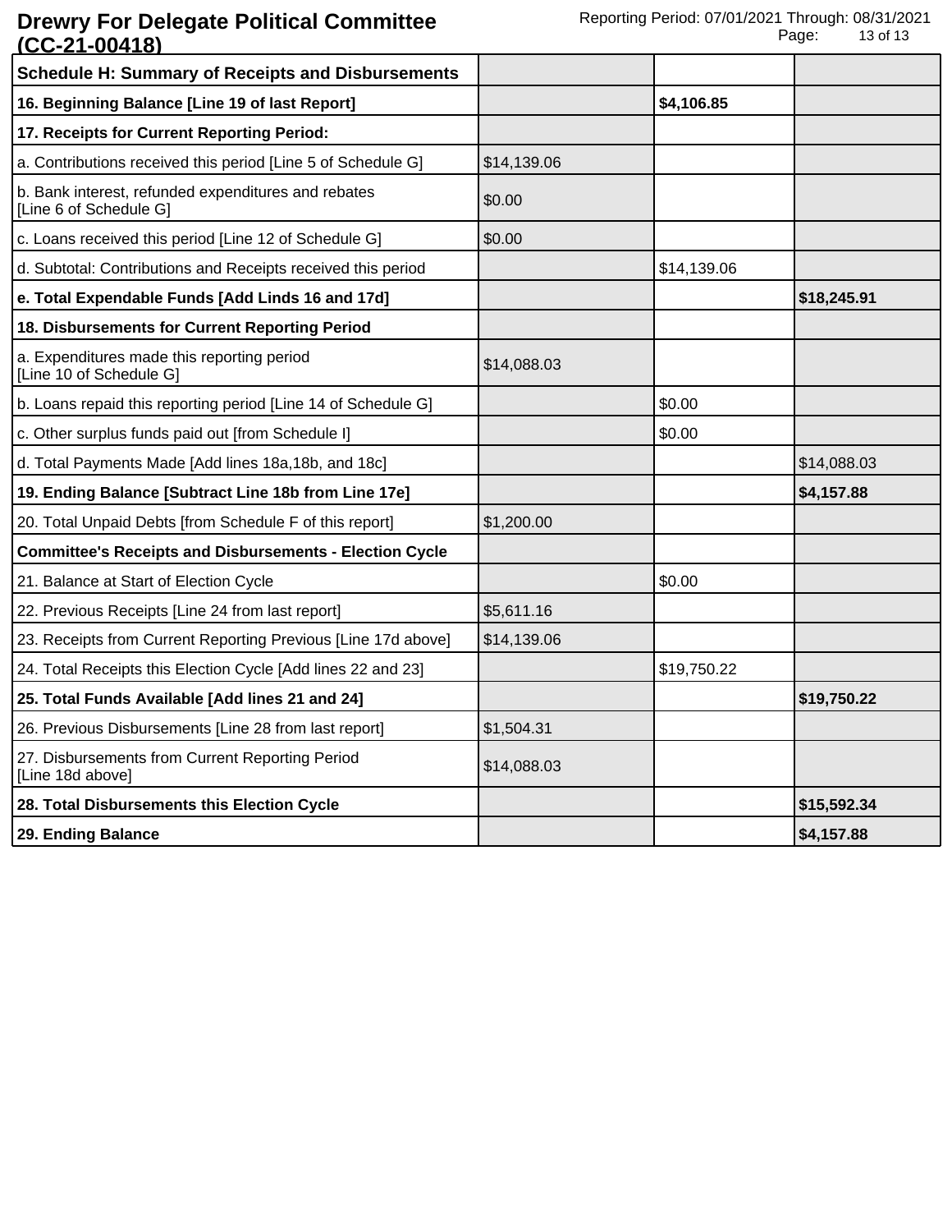**Drewry For Delegate Political Committee (CC-21-00418)**

Reporting Period: 07/01/2021 Through: 08/31/2021

| **Schedule H: Summary of Receipts and Disbursements** | | | |
|---|---|---|---|
| **16. Beginning Balance [Line 19 of last Report]** | | **$4,106.85** | |
| **17. Receipts for Current Reporting Period:** | | | |
| a. Contributions received this period [Line 5 of Schedule G] | $14,139.06 | | |
| b. Bank interest, refunded expenditures and rebates [Line 6 of Schedule G] | $0.00 | | |
| c. Loans received this period [Line 12 of Schedule G] | $0.00 | | |
| d. Subtotal: Contributions and Receipts received this period | | $14,139.06 | |
| **e. Total Expendable Funds [Add Linds 16 and 17d]** | | | **$18,245.91** |
| **18. Disbursements for Current Reporting Period** | | | |
| a. Expenditures made this reporting period [Line 10 of Schedule G] | $14,088.03 | | |
| b. Loans repaid this reporting period [Line 14 of Schedule G] | | $0.00 | |
| c. Other surplus funds paid out [from Schedule I] | | $0.00 | |
| d. Total Payments Made [Add lines 18a,18b, and 18c] | | | $14,088.03 |
| **19. Ending Balance [Subtract Line 18b from Line 17e]** | | | **$4,157.88** |
| 20. Total Unpaid Debts [from Schedule F of this report] | $1,200.00 | | |
| **Committee's Receipts and Disbursements - Election Cycle** | | | |
| 21. Balance at Start of Election Cycle | | $0.00 | |
| 22. Previous Receipts [Line 24 from last report] | $5,611.16 | | |
| 23. Receipts from Current Reporting Previous [Line 17d above] | $14,139.06 | | |
| 24. Total Receipts this Election Cycle [Add lines 22 and 23] | | $19,750.22 | |
| **25. Total Funds Available [Add lines 21 and 24]** | | | **$19,750.22** |
| 26. Previous Disbursements [Line 28 from last report] | $1,504.31 | | |
| 27. Disbursements from Current Reporting Period [Line 18d above] | $14,088.03 | | |
| **28. Total Disbursements this Election Cycle** | | | **$15,592.34** |
| **29. Ending Balance** | | | **$4,157.88** |